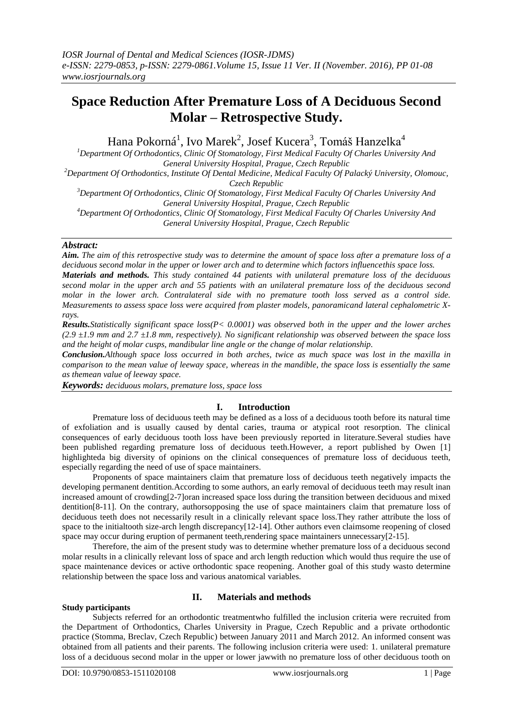# Space Reduction After Premature Loss of A Deciduous Second Molar – Retrospective Study.

Hana Pokorná[1], Ivo Marek[2], Josef Kucera[3], Tomáš Hanzelka[4]

[1]Department Of Orthodontics, Clinic Of Stomatology, First Medical Faculty Of Charles University And General University Hospital, Prague, Czech Republic

[2]Department Of Orthodontics, Institute Of Dental Medicine, Medical Faculty Of Palacký University, Olomouc, Czech Republic

[3]Department Of Orthodontics, Clinic Of Stomatology, First Medical Faculty Of Charles University And General University Hospital, Prague, Czech Republic

[4]Department Of Orthodontics, Clinic Of Stomatology, First Medical Faculty Of Charles University And General University Hospital, Prague, Czech Republic

***Abstract:***

***Aim.*** *The aim of this retrospective study was to determine the amount of space loss after a premature loss of a deciduous second molar in the upper or lower arch and to determine which factors influencethis space loss.*

***Materials and methods.*** *This study contained 44 patients with unilateral premature loss of the deciduous second molar in the upper arch and 55 patients with an unilateral premature loss of the deciduous second molar in the lower arch. Contralateral side with no premature tooth loss served as a control side. Measurements to assess space loss were acquired from plaster models, panoramicand lateral cephalometric X-rays.*

***Results.*** *Statistically significant space loss($P< 0.0001$) was observed both in the upper and the lower arches ($2.9 \pm 1.9$ mm and $2.7 \pm 1.8$ mm, respectively). No significant relationship was observed between the space loss and the height of molar cusps, mandibular line angle or the change of molar relationship.*

***Conclusion.*** *Although space loss occurred in both arches, twice as much space was lost in the maxilla in comparison to the mean value of leeway space, whereas in the mandible, the space loss is essentially the same as themean value of leeway space.*

***Keywords:*** *deciduous molars, premature loss, space loss*

## I. Introduction

Premature loss of deciduous teeth may be defined as a loss of a deciduous tooth before its natural time of exfoliation and is usually caused by dental caries, trauma or atypical root resorption. The clinical consequences of early deciduous tooth loss have been previously reported in literature.Several studies have been published regarding premature loss of deciduous teeth.However, a report published by Owen [1] highlighteda big diversity of opinions on the clinical consequences of premature loss of deciduous teeth, especially regarding the need of use of space maintainers.

Proponents of space maintainers claim that premature loss of deciduous teeth negatively impacts the developing permanent dentition.According to some authors, an early removal of deciduous teeth may result inan increased amount of crowding[2-7]oran increased space loss during the transition between deciduous and mixed dentition[8-11]. On the contrary, authorsopposing the use of space maintainers claim that premature loss of deciduous teeth does not necessarily result in a clinically relevant space loss.They rather attribute the loss of space to the initialtooth size-arch length discrepancy[12-14]. Other authors even claimsome reopening of closed space may occur during eruption of permanent teeth,rendering space maintainers unnecessary[2-15].

Therefore, the aim of the present study was to determine whether premature loss of a deciduous second molar results in a clinically relevant loss of space and arch length reduction which would thus require the use of space maintenance devices or active orthodontic space reopening. Another goal of this study wasto determine relationship between the space loss and various anatomical variables.

## II. Materials and methods

**Study participants**

Subjects referred for an orthodontic treatmentwho fulfilled the inclusion criteria were recruited from the Department of Orthodontics, Charles University in Prague, Czech Republic and a private orthodontic practice (Stomma, Breclav, Czech Republic) between January 2011 and March 2012. An informed consent was obtained from all patients and their parents. The following inclusion criteria were used: 1. unilateral premature loss of a deciduous second molar in the upper or lower jawwith no premature loss of other deciduous tooth on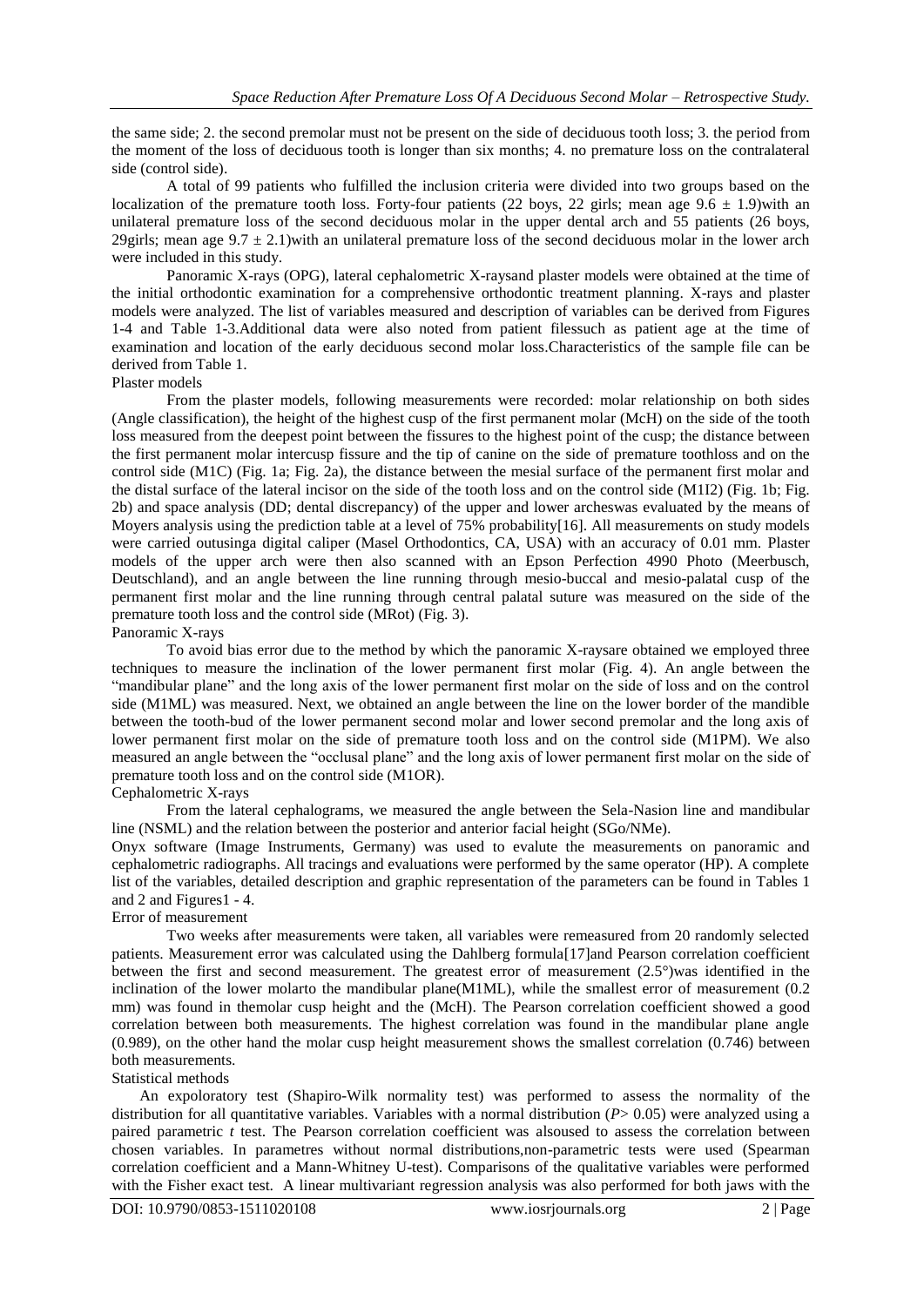the same side; 2. the second premolar must not be present on the side of deciduous tooth loss; 3. the period from the moment of the loss of deciduous tooth is longer than six months; 4. no premature loss on the contralateral side (control side).

A total of 99 patients who fulfilled the inclusion criteria were divided into two groups based on the localization of the premature tooth loss. Forty-four patients (22 boys, 22 girls; mean age $9.6 \pm 1.9$)with an unilateral premature loss of the second deciduous molar in the upper dental arch and 55 patients (26 boys, 29girls; mean age $9.7 \pm 2.1$)with an unilateral premature loss of the second deciduous molar in the lower arch were included in this study.

Panoramic X-rays (OPG), lateral cephalometric X-raysand plaster models were obtained at the time of the initial orthodontic examination for a comprehensive orthodontic treatment planning. X-rays and plaster models were analyzed. The list of variables measured and description of variables can be derived from Figures 1-4 and Table 1-3.Additional data were also noted from patient filessuch as patient age at the time of examination and location of the early deciduous second molar loss.Characteristics of the sample file can be derived from Table 1.

### Plaster models

From the plaster models, following measurements were recorded: molar relationship on both sides (Angle classification), the height of the highest cusp of the first permanent molar (McH) on the side of the tooth loss measured from the deepest point between the fissures to the highest point of the cusp; the distance between the first permanent molar intercusp fissure and the tip of canine on the side of premature toothloss and on the control side (M1C) (Fig. 1a; Fig. 2a), the distance between the mesial surface of the permanent first molar and the distal surface of the lateral incisor on the side of the tooth loss and on the control side (M1I2) (Fig. 1b; Fig. 2b) and space analysis (DD; dental discrepancy) of the upper and lower archeswas evaluated by the means of Moyers analysis using the prediction table at a level of 75% probability[16]. All measurements on study models were carried outusinga digital caliper (Masel Orthodontics, CA, USA) with an accuracy of 0.01 mm. Plaster models of the upper arch were then also scanned with an Epson Perfection 4990 Photo (Meerbusch, Deutschland), and an angle between the line running through mesio-buccal and mesio-palatal cusp of the permanent first molar and the line running through central palatal suture was measured on the side of the premature tooth loss and the control side (MRot) (Fig. 3).

### Panoramic X-rays

To avoid bias error due to the method by which the panoramic X-raysare obtained we employed three techniques to measure the inclination of the lower permanent first molar (Fig. 4). An angle between the "mandibular plane" and the long axis of the lower permanent first molar on the side of loss and on the control side (M1ML) was measured. Next, we obtained an angle between the line on the lower border of the mandible between the tooth-bud of the lower permanent second molar and lower second premolar and the long axis of lower permanent first molar on the side of premature tooth loss and on the control side (M1PM). We also measured an angle between the "occlusal plane" and the long axis of lower permanent first molar on the side of premature tooth loss and on the control side (M1OR).

### Cephalometric X-rays

From the lateral cephalograms, we measured the angle between the Sela-Nasion line and mandibular line (NSML) and the relation between the posterior and anterior facial height (SGo/NMe).

Onyx software (Image Instruments, Germany) was used to evalute the measurements on panoramic and cephalometric radiographs. All tracings and evaluations were performed by the same operator (HP). A complete list of the variables, detailed description and graphic representation of the parameters can be found in Tables 1 and 2 and Figures1 - 4.

### Error of measurement

Two weeks after measurements were taken, all variables were remeasured from 20 randomly selected patients. Measurement error was calculated using the Dahlberg formula[17]and Pearson correlation coefficient between the first and second measurement. The greatest error of measurement (2.5°)was identified in the inclination of the lower molarto the mandibular plane(M1ML), while the smallest error of measurement (0.2 mm) was found in themolar cusp height and the (McH). The Pearson correlation coefficient showed a good correlation between both measurements. The highest correlation was found in the mandibular plane angle (0.989), on the other hand the molar cusp height measurement shows the smallest correlation (0.746) between both measurements.

### Statistical methods

An expoloratory test (Shapiro-Wilk normality test) was performed to assess the normality of the distribution for all quantitative variables. Variables with a normal distribution ($P > 0.05$) were analyzed using a paired parametric *t* test. The Pearson correlation coefficient was alsoused to assess the correlation between chosen variables. In parametres without normal distributions,non-parametric tests were used (Spearman correlation coefficient and a Mann-Whitney U-test). Comparisons of the qualitative variables were performed with the Fisher exact test. A linear multivariant regression analysis was also performed for both jaws with the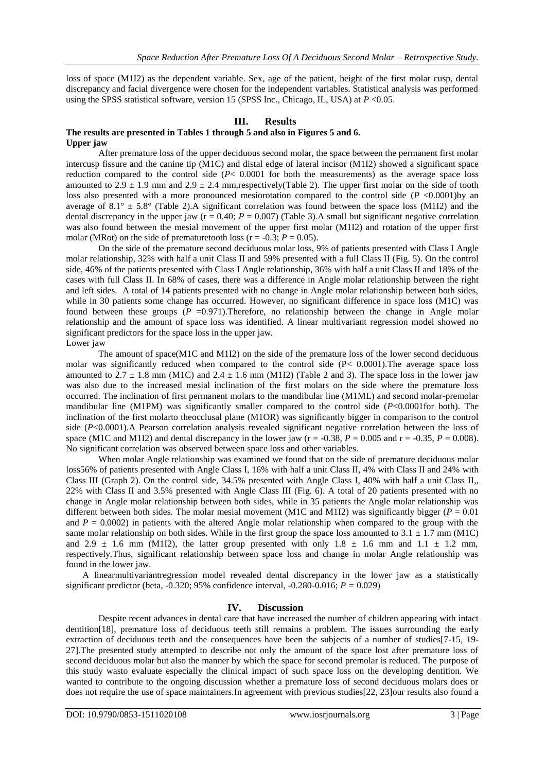loss of space (M1I2) as the dependent variable. Sex, age of the patient, height of the first molar cusp, dental discrepancy and facial divergence were chosen for the independent variables. Statistical analysis was performed using the SPSS statistical software, version 15 (SPSS Inc., Chicago, IL, USA) at $P < 0.05$.

## III. Results

**The results are presented in Tables 1 through 5 and also in Figures 5 and 6.**

**Upper jaw**

After premature loss of the upper deciduous second molar, the space between the permanent first molar intercusp fissure and the canine tip (M1C) and distal edge of lateral incisor (M1I2) showed a significant space reduction compared to the control side ($P < 0.0001$ for both the measurements) as the average space loss amounted to $2.9 \pm 1.9$ mm and $2.9 \pm 2.4$ mm,respectively(Table 2). The upper first molar on the side of tooth loss also presented with a more pronounced mesiorotation compared to the control side ($P < 0.0001$)by an average of $8.1° \pm 5.8°$ (Table 2).A significant correlation was found between the space loss (M1I2) and the dental discrepancy in the upper jaw ($r = 0.40$; $P = 0.007$) (Table 3).A small but significant negative correlation was also found between the mesial movement of the upper first molar (M1I2) and rotation of the upper first molar (MRot) on the side of prematuretooth loss ($r = -0.3$; $P = 0.05$).

On the side of the premature second deciduous molar loss, 9% of patients presented with Class I Angle molar relationship, 32% with half a unit Class II and 59% presented with a full Class II (Fig. 5). On the control side, 46% of the patients presented with Class I Angle relationship, 36% with half a unit Class II and 18% of the cases with full Class II. In 68% of cases, there was a difference in Angle molar relationship between the right and left sides. A total of 14 patients presented with no change in Angle molar relationship between both sides, while in 30 patients some change has occurred. However, no significant difference in space loss (M1C) was found between these groups ($P = 0.971$).Therefore, no relationship between the change in Angle molar relationship and the amount of space loss was identified. A linear multivariant regression model showed no significant predictors for the space loss in the upper jaw.

Lower jaw

The amount of space(M1C and M1I2) on the side of the premature loss of the lower second deciduous molar was significantly reduced when compared to the control side ($P < 0.0001$).The average space loss amounted to $2.7 \pm 1.8$ mm (M1C) and $2.4 \pm 1.6$ mm (M1I2) (Table 2 and 3). The space loss in the lower jaw was also due to the increased mesial inclination of the first molars on the side where the premature loss occurred. The inclination of first permanent molars to the mandibular line (M1ML) and second molar-premolar mandibular line (M1PM) was significantly smaller compared to the control side ($P < 0.0001$for both). The inclination of the first molarto theocclusal plane (M1OR) was significantly bigger in comparison to the control side ($P < 0.0001$).A Pearson correlation analysis revealed significant negative correlation between the loss of space (M1C and M1I2) and dental discrepancy in the lower jaw ($r = -0.38$, $P = 0.005$ and $r = -0.35$, $P = 0.008$). No significant correlation was observed between space loss and other variables.

When molar Angle relationship was examined we found that on the side of premature deciduous molar loss56% of patients presented with Angle Class I, 16% with half a unit Class II, 4% with Class II and 24% with Class III (Graph 2). On the control side, 34.5% presented with Angle Class I, 40% with half a unit Class II,, 22% with Class II and 3.5% presented with Angle Class III (Fig. 6). A total of 20 patients presented with no change in Angle molar relationship between both sides, while in 35 patients the Angle molar relationship was different between both sides. The molar mesial movement (M1C and M1I2) was significantly bigger ($P = 0.01$ and $P = 0.0002$) in patients with the altered Angle molar relationship when compared to the group with the same molar relationship on both sides. While in the first group the space loss amounted to $3.1 \pm 1.7$ mm (M1C) and $2.9 \pm 1.6$ mm (M1I2), the latter group presented with only $1.8 \pm 1.6$ mm and $1.1 \pm 1.2$ mm, respectively.Thus, significant relationship between space loss and change in molar Angle relationship was found in the lower jaw.

A linearmultivariantregression model revealed dental discrepancy in the lower jaw as a statistically significant predictor (beta, -0.320; 95% confidence interval, -0.280-0.016; $P = 0.029$)

## IV. Discussion

Despite recent advances in dental care that have increased the number of children appearing with intact dentition[18], premature loss of deciduous teeth still remains a problem. The issues surrounding the early extraction of deciduous teeth and the consequences have been the subjects of a number of studies[7-15, 19-27].The presented study attempted to describe not only the amount of the space lost after premature loss of second deciduous molar but also the manner by which the space for second premolar is reduced. The purpose of this study wasto evaluate especially the clinical impact of such space loss on the developing dentition. We wanted to contribute to the ongoing discussion whether a premature loss of second deciduous molars does or does not require the use of space maintainers.In agreement with previous studies[22, 23]our results also found a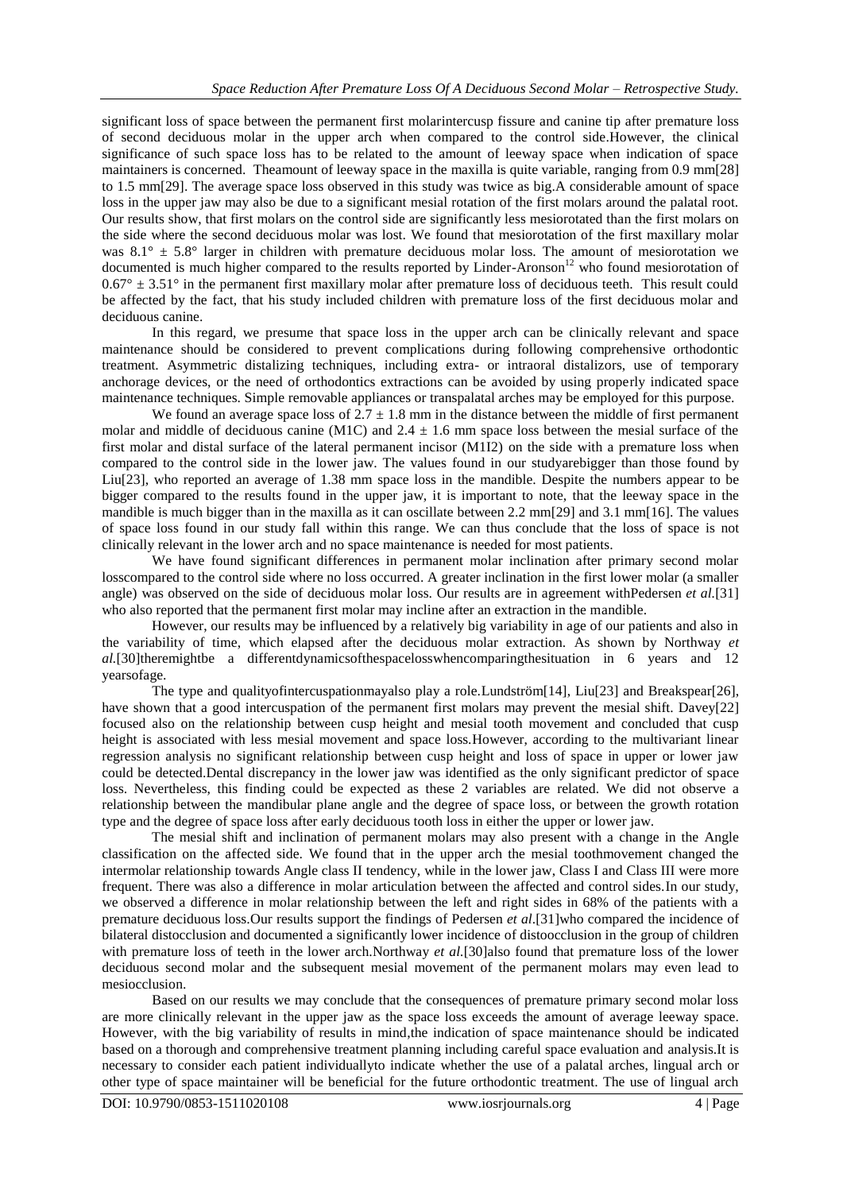significant loss of space between the permanent first molarintercusp fissure and canine tip after premature loss of second deciduous molar in the upper arch when compared to the control side.However, the clinical significance of such space loss has to be related to the amount of leeway space when indication of space maintainers is concerned. Theamount of leeway space in the maxilla is quite variable, ranging from 0.9 mm[28] to 1.5 mm[29]. The average space loss observed in this study was twice as big.A considerable amount of space loss in the upper jaw may also be due to a significant mesial rotation of the first molars around the palatal root. Our results show, that first molars on the control side are significantly less mesiorotated than the first molars on the side where the second deciduous molar was lost. We found that mesiorotation of the first maxillary molar was $8.1° \pm 5.8°$ larger in children with premature deciduous molar loss. The amount of mesiorotation we documented is much higher compared to the results reported by Linder-Aronson[12] who found mesiorotation of $0.67° \pm 3.51°$ in the permanent first maxillary molar after premature loss of deciduous teeth. This result could be affected by the fact, that his study included children with premature loss of the first deciduous molar and deciduous canine.

In this regard, we presume that space loss in the upper arch can be clinically relevant and space maintenance should be considered to prevent complications during following comprehensive orthodontic treatment. Asymmetric distalizing techniques, including extra- or intraoral distalizors, use of temporary anchorage devices, or the need of orthodontics extractions can be avoided by using properly indicated space maintenance techniques. Simple removable appliances or transpalatal arches may be employed for this purpose.

We found an average space loss of $2.7 \pm 1.8$ mm in the distance between the middle of first permanent molar and middle of deciduous canine (M1C) and $2.4 \pm 1.6$ mm space loss between the mesial surface of the first molar and distal surface of the lateral permanent incisor (M1I2) on the side with a premature loss when compared to the control side in the lower jaw. The values found in our studyarebigger than those found by Liu[23], who reported an average of 1.38 mm space loss in the mandible. Despite the numbers appear to be bigger compared to the results found in the upper jaw, it is important to note, that the leeway space in the mandible is much bigger than in the maxilla as it can oscillate between 2.2 mm[29] and 3.1 mm[16]. The values of space loss found in our study fall within this range. We can thus conclude that the loss of space is not clinically relevant in the lower arch and no space maintenance is needed for most patients.

We have found significant differences in permanent molar inclination after primary second molar losscompared to the control side where no loss occurred. A greater inclination in the first lower molar (a smaller angle) was observed on the side of deciduous molar loss. Our results are in agreement withPedersen *et al.*[31] who also reported that the permanent first molar may incline after an extraction in the mandible.

However, our results may be influenced by a relatively big variability in age of our patients and also in the variability of time, which elapsed after the deciduous molar extraction. As shown by Northway *et al.*[30]theremightbe a differentdynamicsofthespacelosswhencomparingthesituation in 6 years and 12 yearsofage.

The type and qualityofintercuspationmayalso play a role.Lundström[14], Liu[23] and Breakspear[26], have shown that a good intercuspation of the permanent first molars may prevent the mesial shift. Davey[22] focused also on the relationship between cusp height and mesial tooth movement and concluded that cusp height is associated with less mesial movement and space loss.However, according to the multivariant linear regression analysis no significant relationship between cusp height and loss of space in upper or lower jaw could be detected.Dental discrepancy in the lower jaw was identified as the only significant predictor of space loss. Nevertheless, this finding could be expected as these 2 variables are related. We did not observe a relationship between the mandibular plane angle and the degree of space loss, or between the growth rotation type and the degree of space loss after early deciduous tooth loss in either the upper or lower jaw.

The mesial shift and inclination of permanent molars may also present with a change in the Angle classification on the affected side. We found that in the upper arch the mesial toothmovement changed the intermolar relationship towards Angle class II tendency, while in the lower jaw, Class I and Class III were more frequent. There was also a difference in molar articulation between the affected and control sides.In our study, we observed a difference in molar relationship between the left and right sides in 68% of the patients with a premature deciduous loss.Our results support the findings of Pedersen *et al.*[31]who compared the incidence of bilateral distocclusion and documented a significantly lower incidence of distoocclusion in the group of children with premature loss of teeth in the lower arch.Northway *et al.*[30]also found that premature loss of the lower deciduous second molar and the subsequent mesial movement of the permanent molars may even lead to mesiocclusion.

Based on our results we may conclude that the consequences of premature primary second molar loss are more clinically relevant in the upper jaw as the space loss exceeds the amount of average leeway space. However, with the big variability of results in mind,the indication of space maintenance should be indicated based on a thorough and comprehensive treatment planning including careful space evaluation and analysis.It is necessary to consider each patient individuallyto indicate whether the use of a palatal arches, lingual arch or other type of space maintainer will be beneficial for the future orthodontic treatment. The use of lingual arch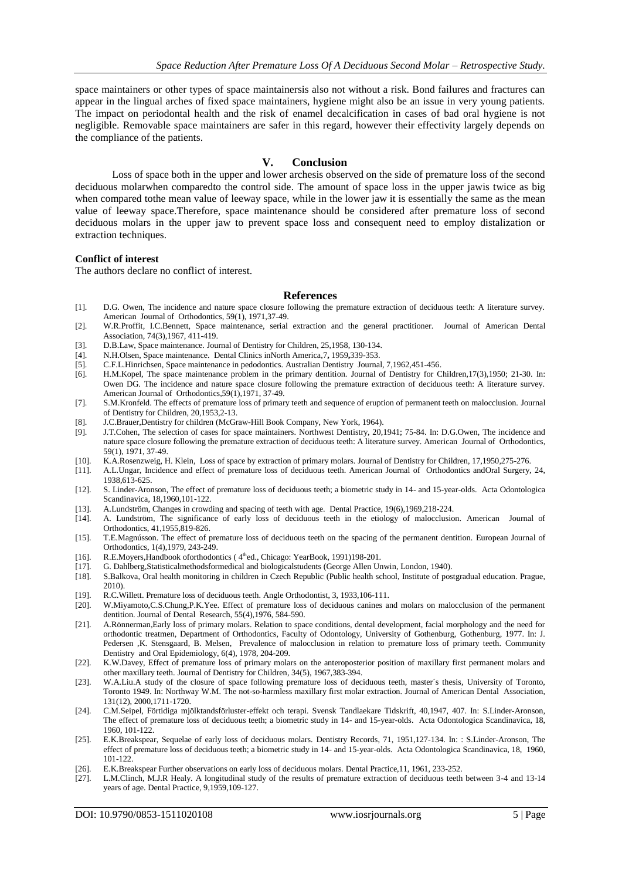space maintainers or other types of space maintainersis also not without a risk. Bond failures and fractures can appear in the lingual arches of fixed space maintainers, hygiene might also be an issue in very young patients. The impact on periodontal health and the risk of enamel decalcification in cases of bad oral hygiene is not negligible. Removable space maintainers are safer in this regard, however their effectivity largely depends on the compliance of the patients.

## V. Conclusion

Loss of space both in the upper and lower archesis observed on the side of premature loss of the second deciduous molarwhen comparedto the control side. The amount of space loss in the upper jawis twice as big when compared tothe mean value of leeway space, while in the lower jaw it is essentially the same as the mean value of leeway space.Therefore, space maintenance should be considered after premature loss of second deciduous molars in the upper jaw to prevent space loss and consequent need to employ distalization or extraction techniques.

**Conflict of interest**

The authors declare no conflict of interest.

## References

[1]. D.G. Owen, The incidence and nature space closure following the premature extraction of deciduous teeth: A literature survey. American Journal of Orthodontics, 59(1), 1971,37-49.

[2]. W.R.Proffit, I.C.Bennett, Space maintenance, serial extraction and the general practitioner. Journal of American Dental Association, 74(3),1967, 411-419.

[3]. D.B.Law, Space maintenance. Journal of Dentistry for Children, 25,1958, 130-134.

[4]. N.H.Olsen, Space maintenance. Dental Clinics inNorth America,7**,** 1959**,**339-353.

[5]. C.F.L.Hinrichsen, Space maintenance in pedodontics. Australian Dentistry Journal, 7,1962,451-456.

[6]. H.M.Kopel, The space maintenance problem in the primary dentition. Journal of Dentistry for Children,17(3),1950; 21-30. In: Owen DG. The incidence and nature space closure following the premature extraction of deciduous teeth: A literature survey. American Journal of Orthodontics,59(1),1971, 37-49.

[7]. S.M.Kronfeld. The effects of premature loss of primary teeth and sequence of eruption of permanent teeth on malocclusion. Journal of Dentistry for Children, 20,1953,2-13.

[8]. J.C.Brauer,Dentistry for children (McGraw-Hill Book Company, New York, 1964).

[9]. J.T.Cohen, The selection of cases for space maintainers. Northwest Dentistry, 20,1941; 75-84. In: D.G.Owen, The incidence and nature space closure following the premature extraction of deciduous teeth: A literature survey. American Journal of Orthodontics, 59(1), 1971, 37-49.

[10]. K.A.Rosenzweig, H. Klein, Loss of space by extraction of primary molars. Journal of Dentistry for Children, 17,1950,275-276.

[11]. A.L.Ungar, Incidence and effect of premature loss of deciduous teeth. American Journal of Orthodontics andOral Surgery, 24, 1938,613-625.

[12]. S. Linder-Aronson, The effect of premature loss of deciduous teeth; a biometric study in 14- and 15-year-olds. Acta Odontologica Scandinavica, 18,1960,101-122.

[13]. A.Lundström, Changes in crowding and spacing of teeth with age. Dental Practice, 19(6),1969,218-224.

[14]. A. Lundström, The significance of early loss of deciduous teeth in the etiology of malocclusion. American Journal of Orthodontics, 41,1955,819-826.

[15]. T.E.Magnússon. The effect of premature loss of deciduous teeth on the spacing of the permanent dentition. European Journal of Orthodontics, 1(4),1979, 243-249.

[16]. R.E.Moyers,Handbook oforthodontics ( 4thed., Chicago: YearBook, 1991)198-201.

[17]. G. Dahlberg,Statisticalmethodsformedical and biologicalstudents (George Allen Unwin, London, 1940).

[18]. S.Balkova, Oral health monitoring in children in Czech Republic (Public health school, Institute of postgradual education. Prague, 2010).

[19]. R.C.Willett. Premature loss of deciduous teeth. Angle Orthodontist, 3, 1933,106-111.

[20]. W.Miyamoto,C.S.Chung,P.K.Yee. Effect of premature loss of deciduous canines and molars on malocclusion of the permanent dentition. Journal of Dental Research, 55(4),1976, 584-590.

[21]. A.Rönnerman,Early loss of primary molars. Relation to space conditions, dental development, facial morphology and the need for orthodontic treatmen, Department of Orthodontics, Faculty of Odontology, University of Gothenburg, Gothenburg, 1977. In: J. Pedersen ,K. Stensgaard, B. Melsen, Prevalence of malocclusion in relation to premature loss of primary teeth. Community Dentistry and Oral Epidemiology, 6(4), 1978, 204-209.

[22]. K.W.Davey, Effect of premature loss of primary molars on the anteroposterior position of maxillary first permanent molars and other maxillary teeth. Journal of Dentistry for Children, 34(5), 1967,383-394.

[23]. W.A.Liu.A study of the closure of space following premature loss of deciduous teeth, master´s thesis, University of Toronto, Toronto 1949. In: Northway W.M. The not-so-harmless maxillary first molar extraction. Journal of American Dental Association, 131(12), 2000,1711-1720.

[24]. C.M.Seipel, Förtidiga mjölktandsförluster-effekt och terapi. Svensk Tandlaekare Tidskrift, 40,1947, 407. In: S.Linder-Aronson, The effect of premature loss of deciduous teeth; a biometric study in 14- and 15-year-olds. Acta Odontologica Scandinavica, 18, 1960, 101-122.

[25]. E.K.Breakspear, Sequelae of early loss of deciduous molars. Dentistry Records, 71, 1951,127-134. In: : S.Linder-Aronson, The effect of premature loss of deciduous teeth; a biometric study in 14- and 15-year-olds. Acta Odontologica Scandinavica, 18, 1960, 101-122.

[26]. E.K.Breakspear Further observations on early loss of deciduous molars. Dental Practice,11, 1961, 233-252.

[27]. L.M.Clinch, M.J.R Healy. A longitudinal study of the results of premature extraction of deciduous teeth between 3-4 and 13-14 years of age. Dental Practice, 9,1959,109-127.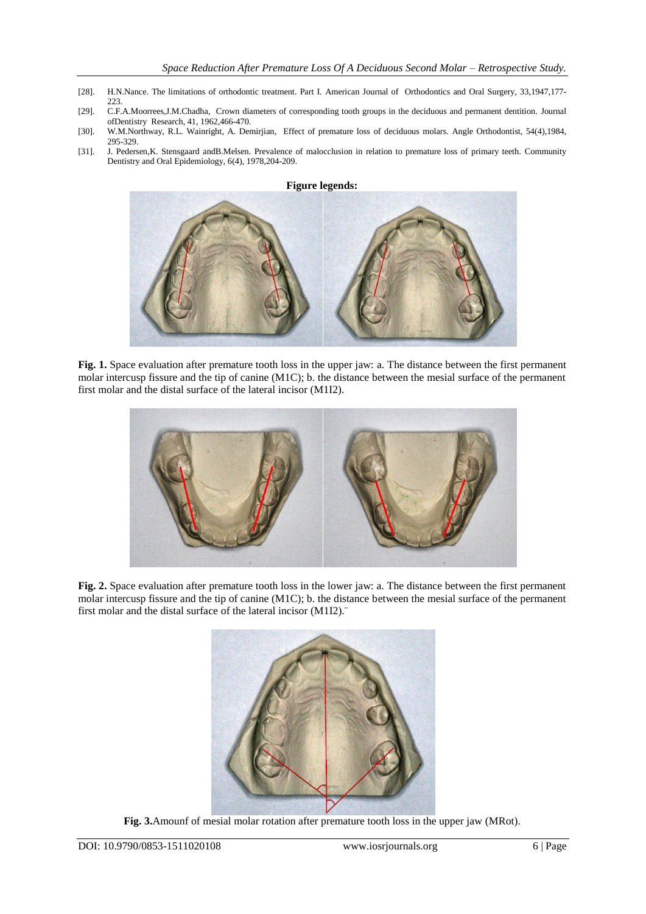[28]. H.N.Nance. The limitations of orthodontic treatment. Part I. American Journal of Orthodontics and Oral Surgery, 33,1947,177-223.

[29]. C.F.A.Moorrees,J.M.Chadha, Crown diameters of corresponding tooth groups in the deciduous and permanent dentition. Journal ofDentistry Research, 41, 1962,466-470.

[30]. W.M.Northway, R.L. Wainright, A. Demirjian, Effect of premature loss of deciduous molars. Angle Orthodontist, 54(4),1984, 295-329.

[31]. J. Pedersen,K. Stensgaard andB.Melsen. Prevalence of malocclusion in relation to premature loss of primary teeth. Community Dentistry and Oral Epidemiology, 6(4), 1978,204-209.

**Figure legends:**

**Fig. 1.** Space evaluation after premature tooth loss in the upper jaw: a. The distance between the first permanent molar intercusp fissure and the tip of canine (M1C); b. the distance between the mesial surface of the permanent first molar and the distal surface of the lateral incisor (M1I2).

**Fig. 2.** Space evaluation after premature tooth loss in the lower jaw: a. The distance between the first permanent molar intercusp fissure and the tip of canine (M1C); b. the distance between the mesial surface of the permanent first molar and the distal surface of the lateral incisor (M1I2).¨

**Fig. 3.**Amounf of mesial molar rotation after premature tooth loss in the upper jaw (MRot).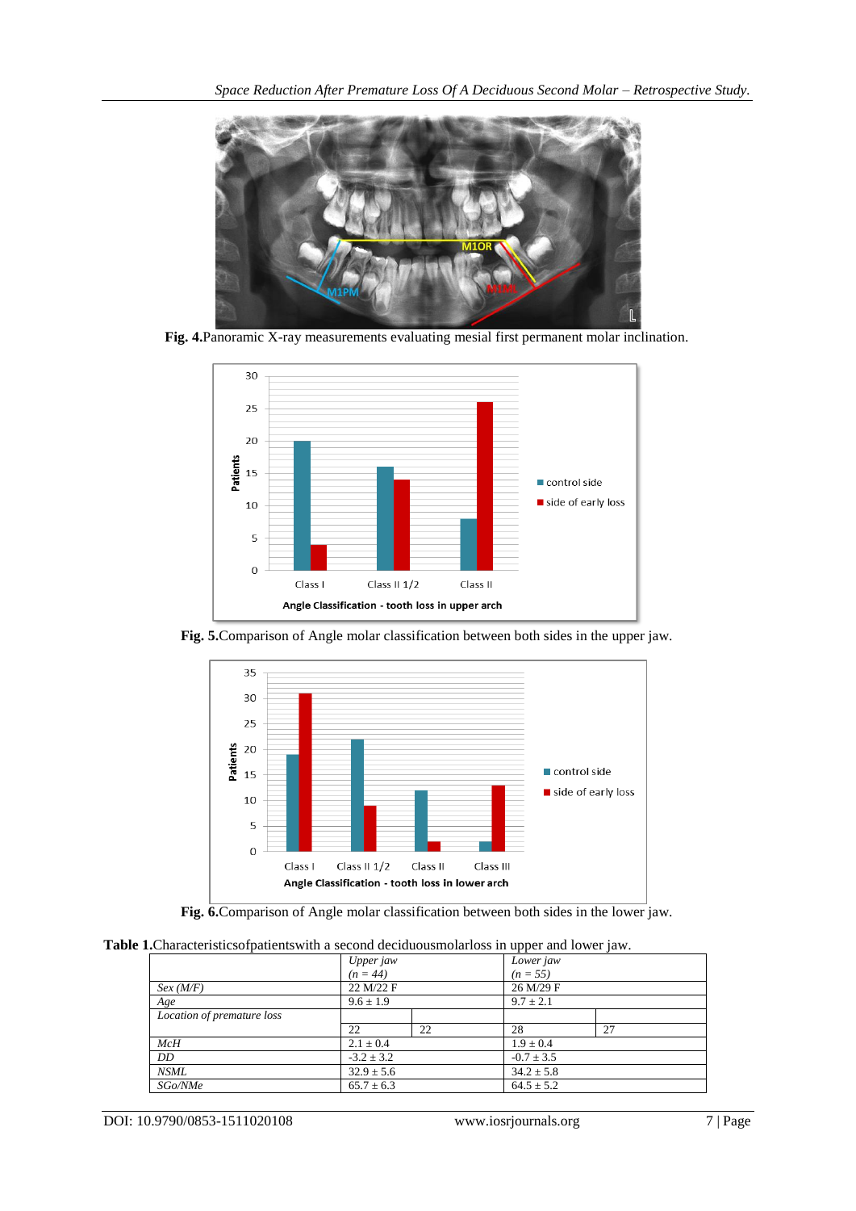**Fig. 4.**Panoramic X-ray measurements evaluating mesial first permanent molar inclination.

**Fig. 5.**Comparison of Angle molar classification between both sides in the upper jaw.

**Fig. 6.**Comparison of Angle molar classification between both sides in the lower jaw.

**Table 1.**Characteristicsofpatientswith a second deciduousmolarloss in upper and lower jaw.

| | *Upper jaw* *(n = 44)* | | *Lower jaw* *(n = 55)* | |
|---|---|---|---|---|
| *Sex (M/F)* | 22 M/22 F | | 26 M/29 F | |
| *Age* | 9.6 ± 1.9 | | 9.7 ± 2.1 | |
| *Location of premature loss* | | | | |
| | 22 | 22 | 28 | 27 |
| *McH* | 2.1 ± 0.4 | | 1.9 ± 0.4 | |
| *DD* | -3.2 ± 3.2 | | -0.7 ± 3.5 | |
| *NSML* | 32.9 ± 5.6 | | 34.2 ± 5.8 | |
| *SGo/NMe* | 65.7 ± 6.3 | | 64.5 ± 5.2 | |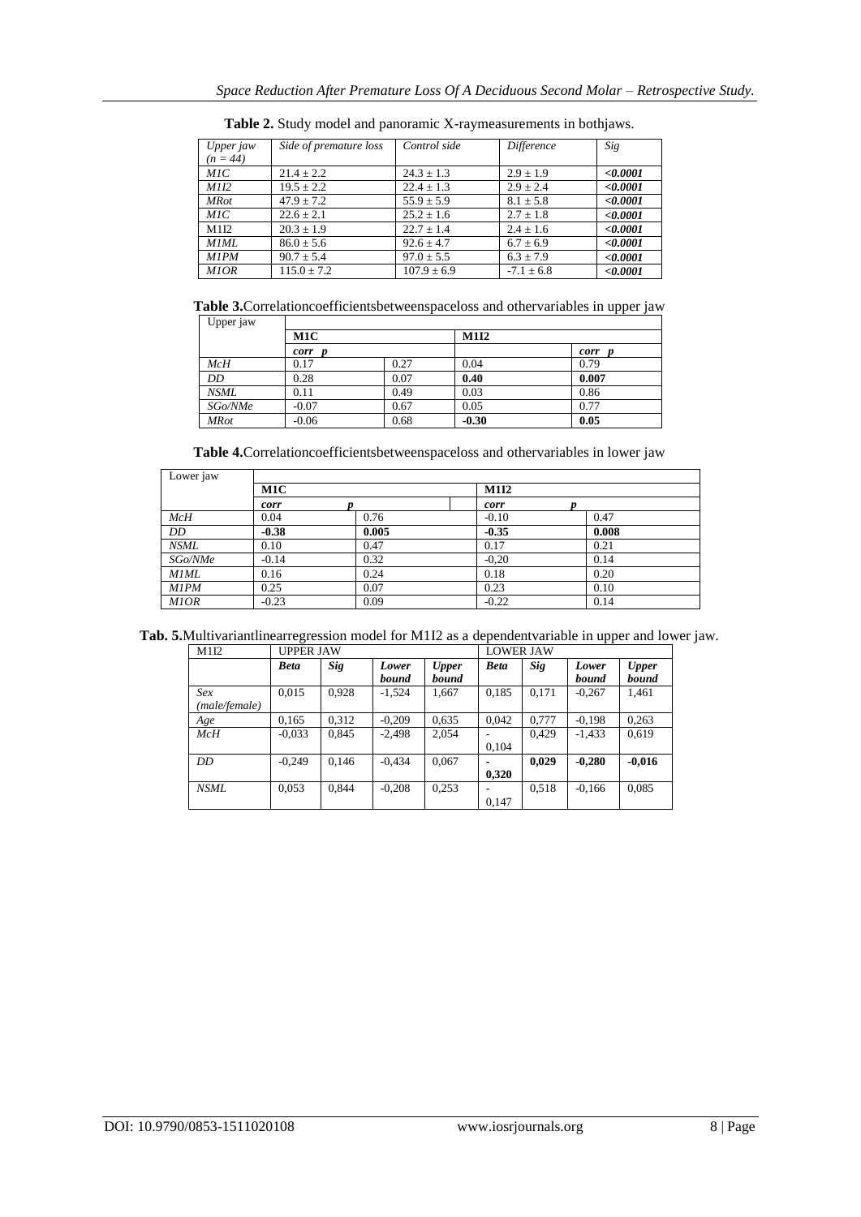**Table 2.** Study model and panoramic X-raymeasurements in bothjaws.

| *Upper jaw (n = 44)* | *Side of premature loss* | *Control side* | *Difference* | *Sig* |
|---|---|---|---|---|
| *M1C* | 21.4 ± 2.2 | 24.3 ± 1.3 | 2.9 ± 1.9 | ***<0.0001*** |
| *M1I2* | 19.5 ± 2.2 | 22.4 ± 1.3 | 2.9 ± 2.4 | ***<0.0001*** |
| *MRot* | 47.9 ± 7.2 | 55.9 ± 5.9 | 8.1 ± 5.8 | ***<0.0001*** |
| *M1C* | 22.6 ± 2.1 | 25.2 ± 1.6 | 2.7 ± 1.8 | ***<0.0001*** |
| M1I2 | 20.3 ± 1.9 | 22.7 ± 1.4 | 2.4 ± 1.6 | ***<0.0001*** |
| *M1ML* | 86.0 ± 5.6 | 92.6 ± 4.7 | 6.7 ± 6.9 | ***<0.0001*** |
| *M1PM* | 90.7 ± 5.4 | 97.0 ± 5.5 | 6.3 ± 7.9 | ***<0.0001*** |
| *M1OR* | 115.0 ± 7.2 | 107.9 ± 6.9 | -7.1 ± 6.8 | ***<0.0001*** |

**Table 3.**Correlationcoefficientsbetweenspaceloss and othervariables in upper jaw

| Upper jaw | **M1C** | | **M1I2** | |
|---|---|---|---|---|
| | ***corr p*** | | | ***corr p*** |
| *McH* | 0.17 | 0.27 | 0.04 | 0.79 |
| *DD* | 0.28 | 0.07 | **0.40** | **0.007** |
| *NSML* | 0.11 | 0.49 | 0.03 | 0.86 |
| *SGo/NMe* | -0.07 | 0.67 | 0.05 | 0.77 |
| *MRot* | -0.06 | 0.68 | **-0.30** | **0.05** |

**Table 4.**Correlationcoefficientsbetweenspaceloss and othervariables in lower jaw

| Lower jaw | **M1C** | | **M1I2** | |
|---|---|---|---|---|
| | ***corr*** | ***p*** | ***corr*** | ***p*** |
| *McH* | 0.04 | 0.76 | -0.10 | 0.47 |
| *DD* | **-0.38** | **0.005** | **-0.35** | **0.008** |
| *NSML* | 0.10 | 0.47 | 0.17 | 0.21 |
| *SGo/NMe* | -0.14 | 0.32 | -0,20 | 0.14 |
| *M1ML* | 0.16 | 0.24 | 0.18 | 0.20 |
| *M1PM* | 0.25 | 0.07 | 0.23 | 0.10 |
| *M1OR* | -0.23 | 0.09 | -0.22 | 0.14 |

**Tab. 5.**Multivariantlinearregression model for M1I2 as a dependentvariable in upper and lower jaw.

| M1I2 | UPPER JAW | | | | LOWER JAW | | | |
|---|---|---|---|---|---|---|---|---|
| | ***Beta*** | ***Sig*** | ***Lower bound*** | ***Upper bound*** | ***Beta*** | ***Sig*** | ***Lower bound*** | ***Upper bound*** |
| *Sex (male/female)* | 0,015 | 0,928 | -1,524 | 1,667 | 0,185 | 0,171 | -0,267 | 1,461 |
| *Age* | 0,165 | 0,312 | -0,209 | 0,635 | 0,042 | 0,777 | -0,198 | 0,263 |
| *McH* | -0,033 | 0,845 | -2,498 | 2,054 | -0,104 | 0,429 | -1,433 | 0,619 |
| *DD* | -0,249 | 0,146 | -0,434 | 0,067 | **-0,320** | **0,029** | **-0,280** | **-0,016** |
| *NSML* | 0,053 | 0,844 | -0,208 | 0,253 | -0,147 | 0,518 | -0,166 | 0,085 |